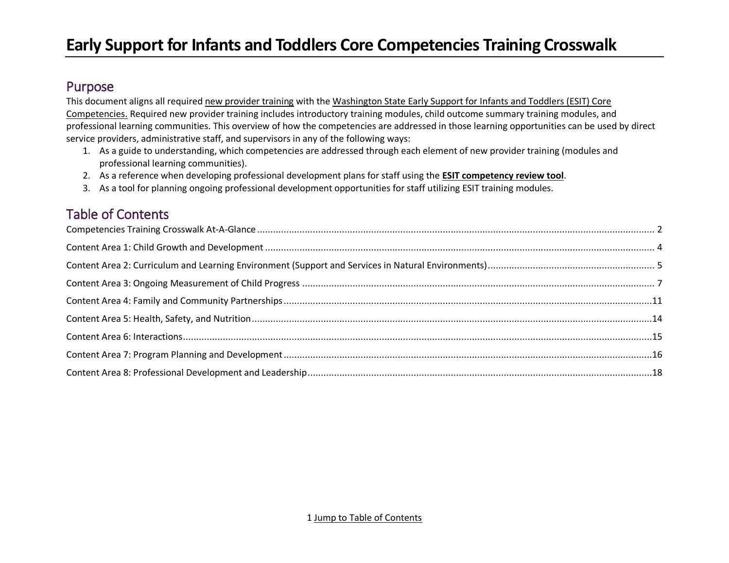# Early Support for Infants and Toddlers Core Competencies Training Crosswalk

## Purpose

This document aligns all required new provider training with the Washington State Early Support for Infants and Toddlers (ESIT) Core Competencies. Required new provider training includes introductory training modules, child outcome summary training modules, and professional learning communities. This overview of how the competencies are addressed in those learning opportunities can be used by direct service providers, administrative staff, and supervisors in any of the following ways:

1. As a guide to understanding, which competencies are addressed through each element of new provider training (modules and professional learning communities).
2. As a reference when developing professional development plans for staff using the **ESIT competency review tool**.
3. As a tool for planning ongoing professional development opportunities for staff utilizing ESIT training modules.

## Table of Contents

Competencies Training Crosswalk At-A-Glance ..... 2

Content Area 1: Child Growth and Development ..... 4

Content Area 2: Curriculum and Learning Environment (Support and Services in Natural Environments) ..... 5

Content Area 3: Ongoing Measurement of Child Progress ..... 7

Content Area 4: Family and Community Partnerships ..... 11

Content Area 5: Health, Safety, and Nutrition ..... 14

Content Area 6: Interactions ..... 15

Content Area 7: Program Planning and Development ..... 16

Content Area 8: Professional Development and Leadership ..... 18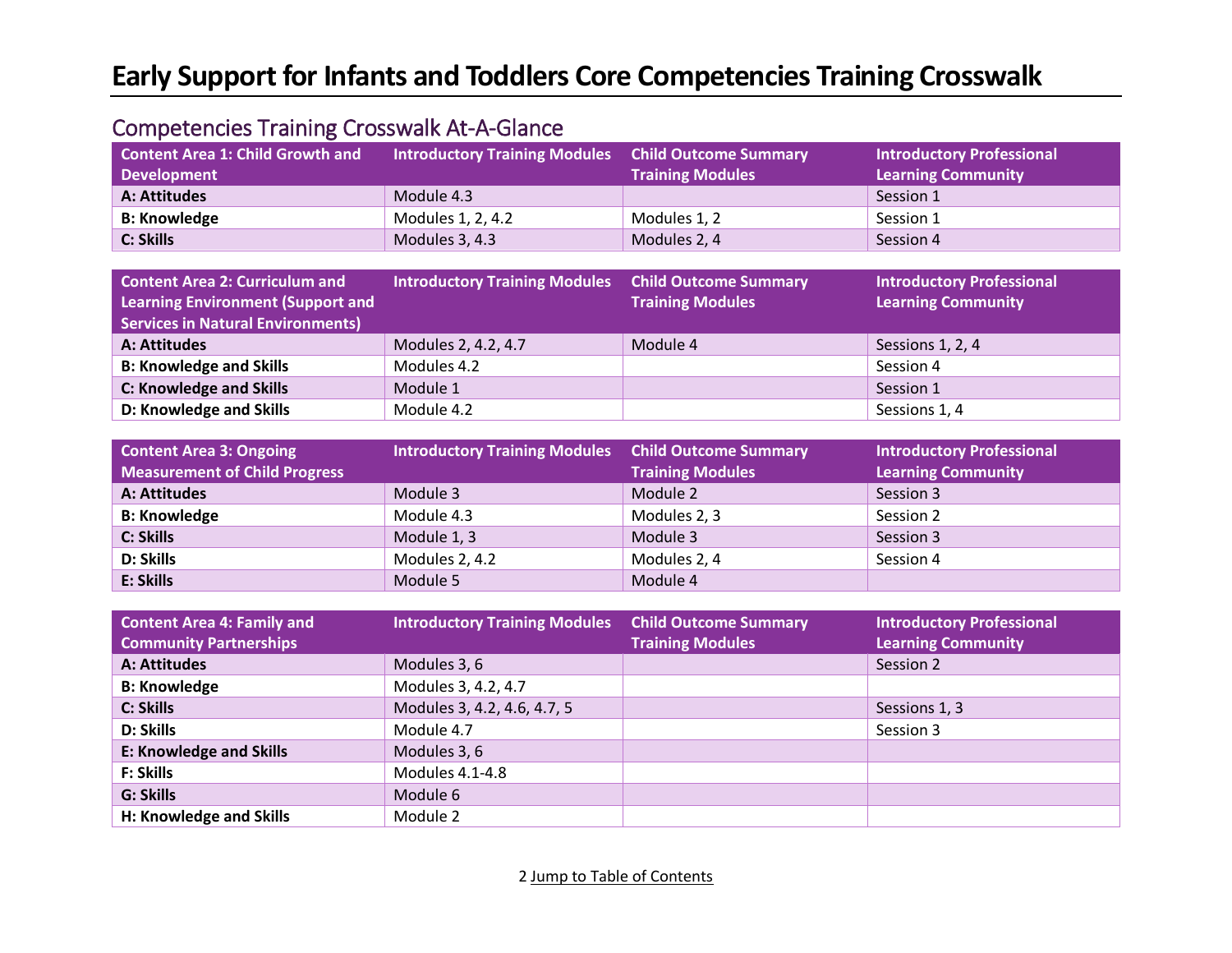# Early Support for Infants and Toddlers Core Competencies Training Crosswalk

## Competencies Training Crosswalk At-A-Glance

| Content Area 1: Child Growth and Development | Introductory Training Modules | Child Outcome Summary Training Modules | Introductory Professional Learning Community |
|---|---|---|---|
| **A: Attitudes** | Module 4.3 | | Session 1 |
| **B: Knowledge** | Modules 1, 2, 4.2 | Modules 1, 2 | Session 1 |
| **C: Skills** | Modules 3, 4.3 | Modules 2, 4 | Session 4 |

| Content Area 2: Curriculum and Learning Environment (Support and Services in Natural Environments) | Introductory Training Modules | Child Outcome Summary Training Modules | Introductory Professional Learning Community |
|---|---|---|---|
| **A: Attitudes** | Modules 2, 4.2, 4.7 | Module 4 | Sessions 1, 2, 4 |
| **B: Knowledge and Skills** | Modules 4.2 | | Session 4 |
| **C: Knowledge and Skills** | Module 1 | | Session 1 |
| **D: Knowledge and Skills** | Module 4.2 | | Sessions 1, 4 |

| Content Area 3: Ongoing Measurement of Child Progress | Introductory Training Modules | Child Outcome Summary Training Modules | Introductory Professional Learning Community |
|---|---|---|---|
| **A: Attitudes** | Module 3 | Module 2 | Session 3 |
| **B: Knowledge** | Module 4.3 | Modules 2, 3 | Session 2 |
| **C: Skills** | Module 1, 3 | Module 3 | Session 3 |
| **D: Skills** | Modules 2, 4.2 | Modules 2, 4 | Session 4 |
| **E: Skills** | Module 5 | Module 4 | |

| Content Area 4: Family and Community Partnerships | Introductory Training Modules | Child Outcome Summary Training Modules | Introductory Professional Learning Community |
|---|---|---|---|
| **A: Attitudes** | Modules 3, 6 | | Session 2 |
| **B: Knowledge** | Modules 3, 4.2, 4.7 | | |
| **C: Skills** | Modules 3, 4.2, 4.6, 4.7, 5 | | Sessions 1, 3 |
| **D: Skills** | Module 4.7 | | Session 3 |
| **E: Knowledge and Skills** | Modules 3, 6 | | |
| **F: Skills** | Modules 4.1-4.8 | | |
| **G: Skills** | Module 6 | | |
| **H: Knowledge and Skills** | Module 2 | | |

Jump to Table of Contents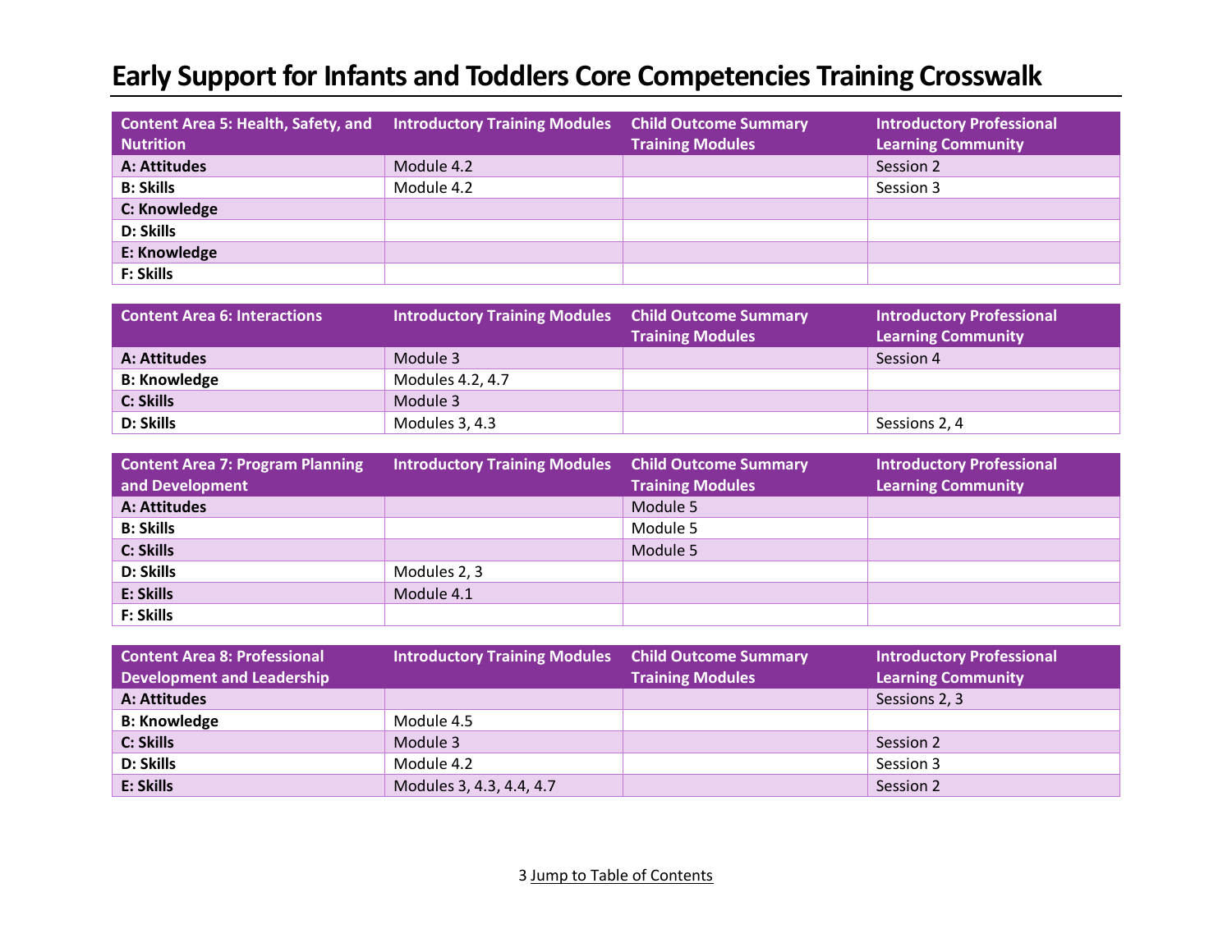# Early Support for Infants and Toddlers Core Competencies Training Crosswalk

| Content Area 5: Health, Safety, and Nutrition | Introductory Training Modules | Child Outcome Summary Training Modules | Introductory Professional Learning Community |
|---|---|---|---|
| **A: Attitudes** | Module 4.2 | | Session 2 |
| **B: Skills** | Module 4.2 | | Session 3 |
| **C: Knowledge** | | | |
| **D: Skills** | | | |
| **E: Knowledge** | | | |
| **F: Skills** | | | |

| Content Area 6: Interactions | Introductory Training Modules | Child Outcome Summary Training Modules | Introductory Professional Learning Community |
|---|---|---|---|
| **A: Attitudes** | Module 3 | | Session 4 |
| **B: Knowledge** | Modules 4.2, 4.7 | | |
| **C: Skills** | Module 3 | | |
| **D: Skills** | Modules 3, 4.3 | | Sessions 2, 4 |

| Content Area 7: Program Planning and Development | Introductory Training Modules | Child Outcome Summary Training Modules | Introductory Professional Learning Community |
|---|---|---|---|
| **A: Attitudes** | | Module 5 | |
| **B: Skills** | | Module 5 | |
| **C: Skills** | | Module 5 | |
| **D: Skills** | Modules 2, 3 | | |
| **E: Skills** | Module 4.1 | | |
| **F: Skills** | | | |

| Content Area 8: Professional Development and Leadership | Introductory Training Modules | Child Outcome Summary Training Modules | Introductory Professional Learning Community |
|---|---|---|---|
| **A: Attitudes** | | | Sessions 2, 3 |
| **B: Knowledge** | Module 4.5 | | |
| **C: Skills** | Module 3 | | Session 2 |
| **D: Skills** | Module 4.2 | | Session 3 |
| **E: Skills** | Modules 3, 4.3, 4.4, 4.7 | | Session 2 |

Jump to Table of Contents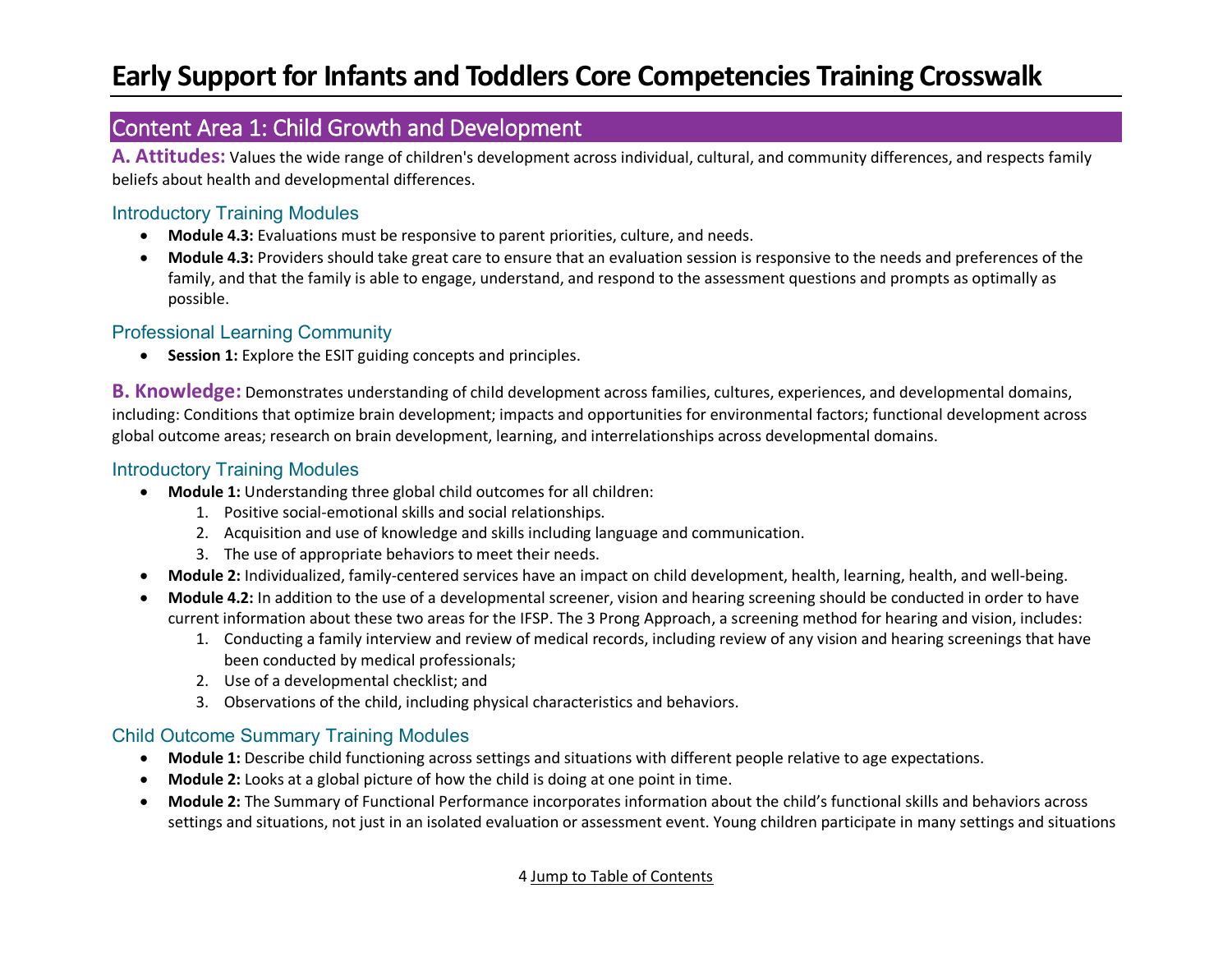# Early Support for Infants and Toddlers Core Competencies Training Crosswalk

## Content Area 1: Child Growth and Development

**A. Attitudes:** Values the wide range of children's development across individual, cultural, and community differences, and respects family beliefs about health and developmental differences.

### Introductory Training Modules

- **Module 4.3:** Evaluations must be responsive to parent priorities, culture, and needs.
- **Module 4.3:** Providers should take great care to ensure that an evaluation session is responsive to the needs and preferences of the family, and that the family is able to engage, understand, and respond to the assessment questions and prompts as optimally as possible.

### Professional Learning Community

- **Session 1:** Explore the ESIT guiding concepts and principles.

**B. Knowledge:** Demonstrates understanding of child development across families, cultures, experiences, and developmental domains, including: Conditions that optimize brain development; impacts and opportunities for environmental factors; functional development across global outcome areas; research on brain development, learning, and interrelationships across developmental domains.

### Introductory Training Modules

- **Module 1:** Understanding three global child outcomes for all children:
  1. Positive social-emotional skills and social relationships.
  2. Acquisition and use of knowledge and skills including language and communication.
  3. The use of appropriate behaviors to meet their needs.
- **Module 2:** Individualized, family-centered services have an impact on child development, health, learning, health, and well-being.
- **Module 4.2:** In addition to the use of a developmental screener, vision and hearing screening should be conducted in order to have current information about these two areas for the IFSP. The 3 Prong Approach, a screening method for hearing and vision, includes:
  1. Conducting a family interview and review of medical records, including review of any vision and hearing screenings that have been conducted by medical professionals;
  2. Use of a developmental checklist; and
  3. Observations of the child, including physical characteristics and behaviors.

### Child Outcome Summary Training Modules

- **Module 1:** Describe child functioning across settings and situations with different people relative to age expectations.
- **Module 2:** Looks at a global picture of how the child is doing at one point in time.
- **Module 2:** The Summary of Functional Performance incorporates information about the child's functional skills and behaviors across settings and situations, not just in an isolated evaluation or assessment event. Young children participate in many settings and situations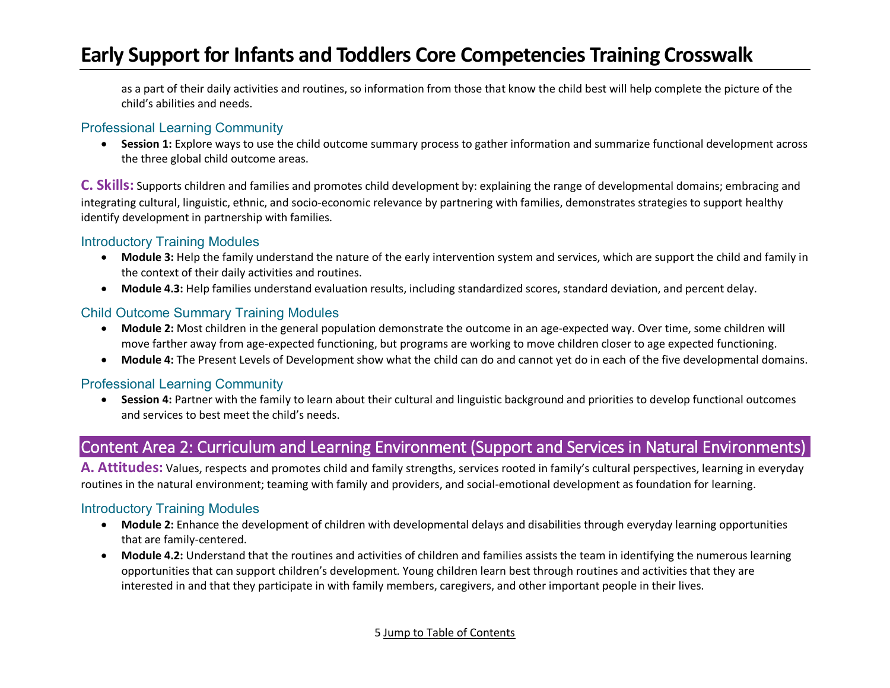as a part of their daily activities and routines, so information from those that know the child best will help complete the picture of the child's abilities and needs.

### Professional Learning Community

- **Session 1:** Explore ways to use the child outcome summary process to gather information and summarize functional development across the three global child outcome areas.

**C. Skills:** Supports children and families and promotes child development by: explaining the range of developmental domains; embracing and integrating cultural, linguistic, ethnic, and socio-economic relevance by partnering with families, demonstrates strategies to support healthy identify development in partnership with families.

### Introductory Training Modules

- **Module 3:** Help the family understand the nature of the early intervention system and services, which are support the child and family in the context of their daily activities and routines.
- **Module 4.3:** Help families understand evaluation results, including standardized scores, standard deviation, and percent delay.

### Child Outcome Summary Training Modules

- **Module 2:** Most children in the general population demonstrate the outcome in an age-expected way. Over time, some children will move farther away from age-expected functioning, but programs are working to move children closer to age expected functioning.
- **Module 4:** The Present Levels of Development show what the child can do and cannot yet do in each of the five developmental domains.

### Professional Learning Community

- **Session 4:** Partner with the family to learn about their cultural and linguistic background and priorities to develop functional outcomes and services to best meet the child's needs.

## Content Area 2: Curriculum and Learning Environment (Support and Services in Natural Environments)

**A. Attitudes:** Values, respects and promotes child and family strengths, services rooted in family's cultural perspectives, learning in everyday routines in the natural environment; teaming with family and providers, and social-emotional development as foundation for learning.

### Introductory Training Modules

- **Module 2:** Enhance the development of children with developmental delays and disabilities through everyday learning opportunities that are family-centered.
- **Module 4.2:** Understand that the routines and activities of children and families assists the team in identifying the numerous learning opportunities that can support children's development. Young children learn best through routines and activities that they are interested in and that they participate in with family members, caregivers, and other important people in their lives.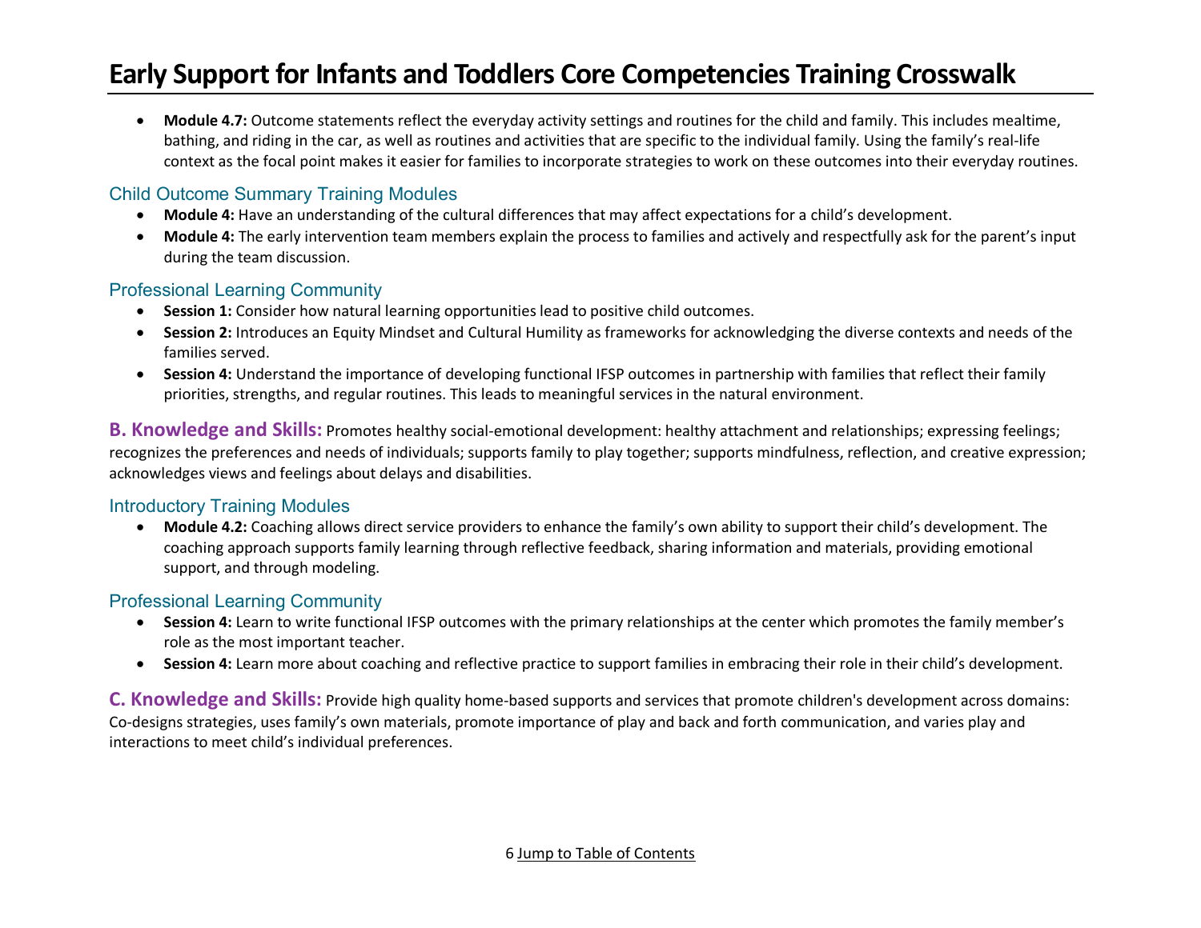- **Module 4.7:** Outcome statements reflect the everyday activity settings and routines for the child and family. This includes mealtime, bathing, and riding in the car, as well as routines and activities that are specific to the individual family. Using the family's real-life context as the focal point makes it easier for families to incorporate strategies to work on these outcomes into their everyday routines.

### Child Outcome Summary Training Modules

- **Module 4:** Have an understanding of the cultural differences that may affect expectations for a child's development.
- **Module 4:** The early intervention team members explain the process to families and actively and respectfully ask for the parent's input during the team discussion.

### Professional Learning Community

- **Session 1:** Consider how natural learning opportunities lead to positive child outcomes.
- **Session 2:** Introduces an Equity Mindset and Cultural Humility as frameworks for acknowledging the diverse contexts and needs of the families served.
- **Session 4:** Understand the importance of developing functional IFSP outcomes in partnership with families that reflect their family priorities, strengths, and regular routines. This leads to meaningful services in the natural environment.

**B. Knowledge and Skills:** Promotes healthy social-emotional development: healthy attachment and relationships; expressing feelings; recognizes the preferences and needs of individuals; supports family to play together; supports mindfulness, reflection, and creative expression; acknowledges views and feelings about delays and disabilities.

### Introductory Training Modules

- **Module 4.2:** Coaching allows direct service providers to enhance the family's own ability to support their child's development. The coaching approach supports family learning through reflective feedback, sharing information and materials, providing emotional support, and through modeling.

### Professional Learning Community

- **Session 4:** Learn to write functional IFSP outcomes with the primary relationships at the center which promotes the family member's role as the most important teacher.
- **Session 4:** Learn more about coaching and reflective practice to support families in embracing their role in their child's development.

**C. Knowledge and Skills:** Provide high quality home-based supports and services that promote children's development across domains: Co-designs strategies, uses family's own materials, promote importance of play and back and forth communication, and varies play and interactions to meet child's individual preferences.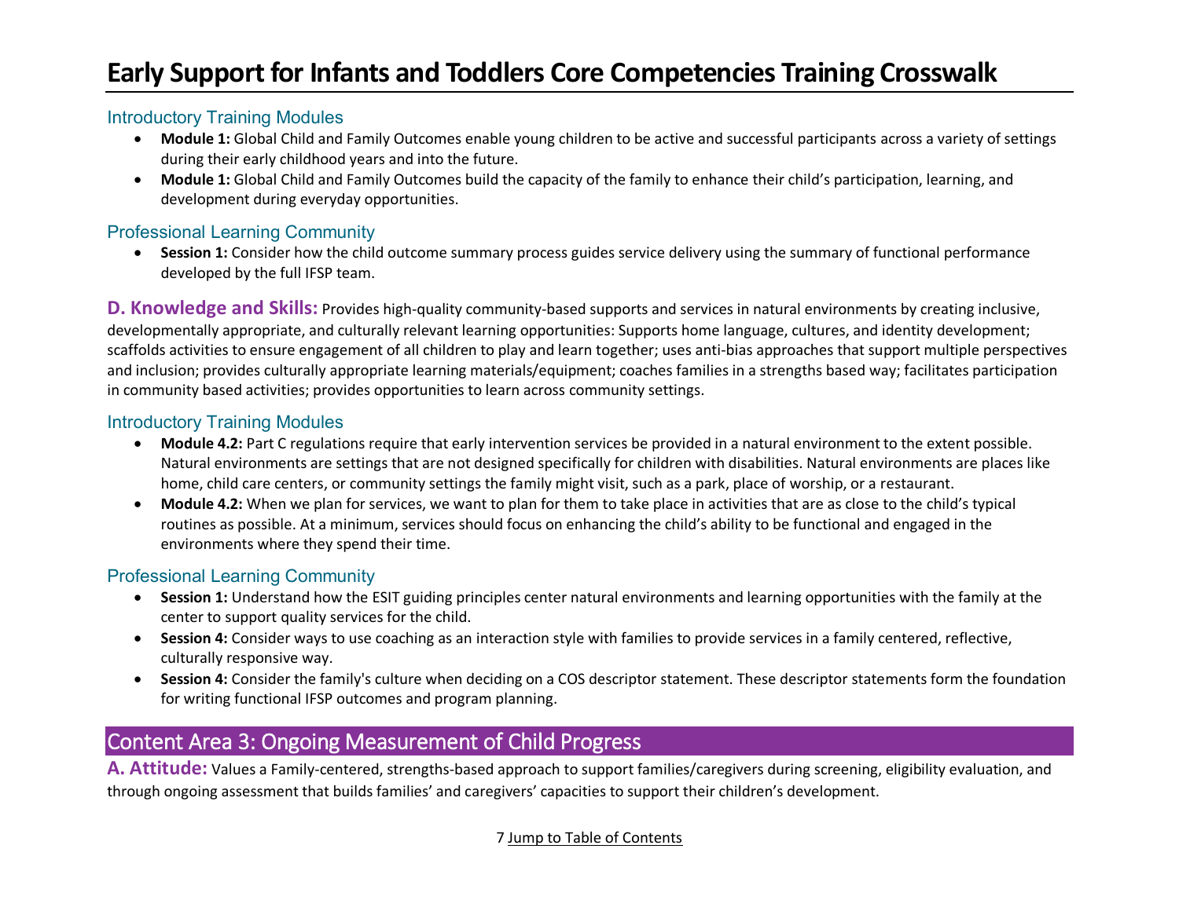# Early Support for Infants and Toddlers Core Competencies Training Crosswalk

### Introductory Training Modules

- **Module 1:** Global Child and Family Outcomes enable young children to be active and successful participants across a variety of settings during their early childhood years and into the future.
- **Module 1:** Global Child and Family Outcomes build the capacity of the family to enhance their child's participation, learning, and development during everyday opportunities.

### Professional Learning Community

- **Session 1:** Consider how the child outcome summary process guides service delivery using the summary of functional performance developed by the full IFSP team.

**D. Knowledge and Skills:** Provides high-quality community-based supports and services in natural environments by creating inclusive, developmentally appropriate, and culturally relevant learning opportunities: Supports home language, cultures, and identity development; scaffolds activities to ensure engagement of all children to play and learn together; uses anti-bias approaches that support multiple perspectives and inclusion; provides culturally appropriate learning materials/equipment; coaches families in a strengths based way; facilitates participation in community based activities; provides opportunities to learn across community settings.

### Introductory Training Modules

- **Module 4.2:** Part C regulations require that early intervention services be provided in a natural environment to the extent possible. Natural environments are settings that are not designed specifically for children with disabilities. Natural environments are places like home, child care centers, or community settings the family might visit, such as a park, place of worship, or a restaurant.
- **Module 4.2:** When we plan for services, we want to plan for them to take place in activities that are as close to the child's typical routines as possible. At a minimum, services should focus on enhancing the child's ability to be functional and engaged in the environments where they spend their time.

### Professional Learning Community

- **Session 1:** Understand how the ESIT guiding principles center natural environments and learning opportunities with the family at the center to support quality services for the child.
- **Session 4:** Consider ways to use coaching as an interaction style with families to provide services in a family centered, reflective, culturally responsive way.
- **Session 4:** Consider the family's culture when deciding on a COS descriptor statement. These descriptor statements form the foundation for writing functional IFSP outcomes and program planning.

## Content Area 3: Ongoing Measurement of Child Progress

**A. Attitude:** Values a Family-centered, strengths-based approach to support families/caregivers during screening, eligibility evaluation, and through ongoing assessment that builds families' and caregivers' capacities to support their children's development.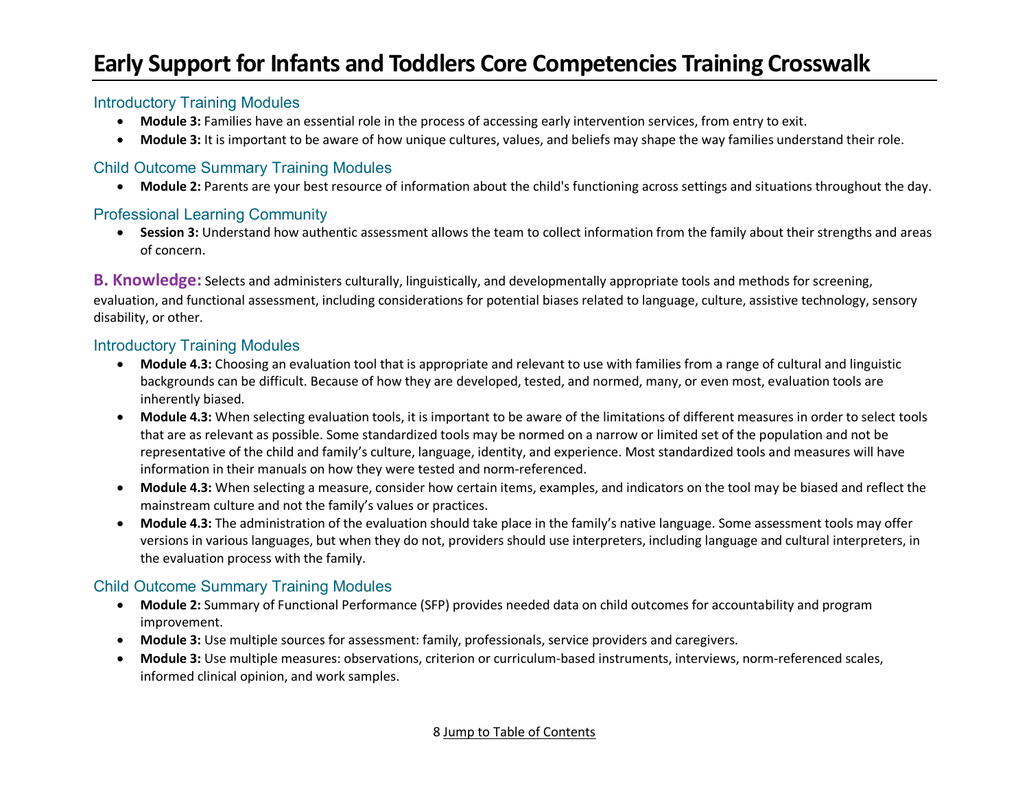# Early Support for Infants and Toddlers Core Competencies Training Crosswalk

### Introductory Training Modules

- **Module 3:** Families have an essential role in the process of accessing early intervention services, from entry to exit.
- **Module 3:** It is important to be aware of how unique cultures, values, and beliefs may shape the way families understand their role.

### Child Outcome Summary Training Modules

- **Module 2:** Parents are your best resource of information about the child's functioning across settings and situations throughout the day.

### Professional Learning Community

- **Session 3:** Understand how authentic assessment allows the team to collect information from the family about their strengths and areas of concern.

**B. Knowledge:** Selects and administers culturally, linguistically, and developmentally appropriate tools and methods for screening, evaluation, and functional assessment, including considerations for potential biases related to language, culture, assistive technology, sensory disability, or other.

### Introductory Training Modules

- **Module 4.3:** Choosing an evaluation tool that is appropriate and relevant to use with families from a range of cultural and linguistic backgrounds can be difficult. Because of how they are developed, tested, and normed, many, or even most, evaluation tools are inherently biased.
- **Module 4.3:** When selecting evaluation tools, it is important to be aware of the limitations of different measures in order to select tools that are as relevant as possible. Some standardized tools may be normed on a narrow or limited set of the population and not be representative of the child and family's culture, language, identity, and experience. Most standardized tools and measures will have information in their manuals on how they were tested and norm-referenced.
- **Module 4.3:** When selecting a measure, consider how certain items, examples, and indicators on the tool may be biased and reflect the mainstream culture and not the family's values or practices.
- **Module 4.3:** The administration of the evaluation should take place in the family's native language. Some assessment tools may offer versions in various languages, but when they do not, providers should use interpreters, including language and cultural interpreters, in the evaluation process with the family.

### Child Outcome Summary Training Modules

- **Module 2:** Summary of Functional Performance (SFP) provides needed data on child outcomes for accountability and program improvement.
- **Module 3:** Use multiple sources for assessment: family, professionals, service providers and caregivers.
- **Module 3:** Use multiple measures: observations, criterion or curriculum-based instruments, interviews, norm-referenced scales, informed clinical opinion, and work samples.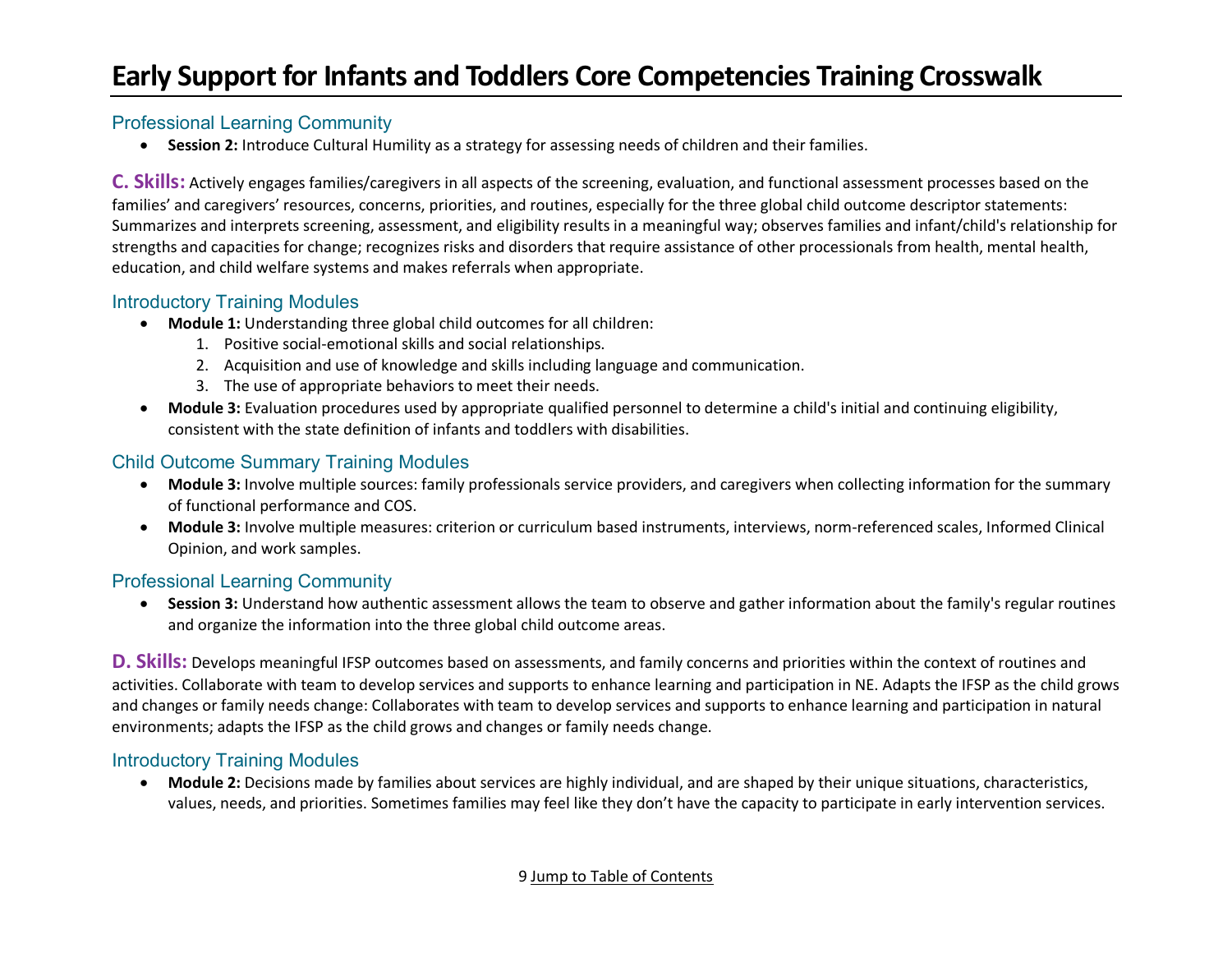# Early Support for Infants and Toddlers Core Competencies Training Crosswalk

### Professional Learning Community

- **Session 2:** Introduce Cultural Humility as a strategy for assessing needs of children and their families.

**C. Skills:** Actively engages families/caregivers in all aspects of the screening, evaluation, and functional assessment processes based on the families' and caregivers' resources, concerns, priorities, and routines, especially for the three global child outcome descriptor statements: Summarizes and interprets screening, assessment, and eligibility results in a meaningful way; observes families and infant/child's relationship for strengths and capacities for change; recognizes risks and disorders that require assistance of other processionals from health, mental health, education, and child welfare systems and makes referrals when appropriate.

### Introductory Training Modules

- **Module 1:** Understanding three global child outcomes for all children:
  1. Positive social-emotional skills and social relationships.
  2. Acquisition and use of knowledge and skills including language and communication.
  3. The use of appropriate behaviors to meet their needs.
- **Module 3:** Evaluation procedures used by appropriate qualified personnel to determine a child's initial and continuing eligibility, consistent with the state definition of infants and toddlers with disabilities.

### Child Outcome Summary Training Modules

- **Module 3:** Involve multiple sources: family professionals service providers, and caregivers when collecting information for the summary of functional performance and COS.
- **Module 3:** Involve multiple measures: criterion or curriculum based instruments, interviews, norm-referenced scales, Informed Clinical Opinion, and work samples.

### Professional Learning Community

- **Session 3:** Understand how authentic assessment allows the team to observe and gather information about the family's regular routines and organize the information into the three global child outcome areas.

**D. Skills:** Develops meaningful IFSP outcomes based on assessments, and family concerns and priorities within the context of routines and activities. Collaborate with team to develop services and supports to enhance learning and participation in NE. Adapts the IFSP as the child grows and changes or family needs change: Collaborates with team to develop services and supports to enhance learning and participation in natural environments; adapts the IFSP as the child grows and changes or family needs change.

### Introductory Training Modules

- **Module 2:** Decisions made by families about services are highly individual, and are shaped by their unique situations, characteristics, values, needs, and priorities. Sometimes families may feel like they don't have the capacity to participate in early intervention services.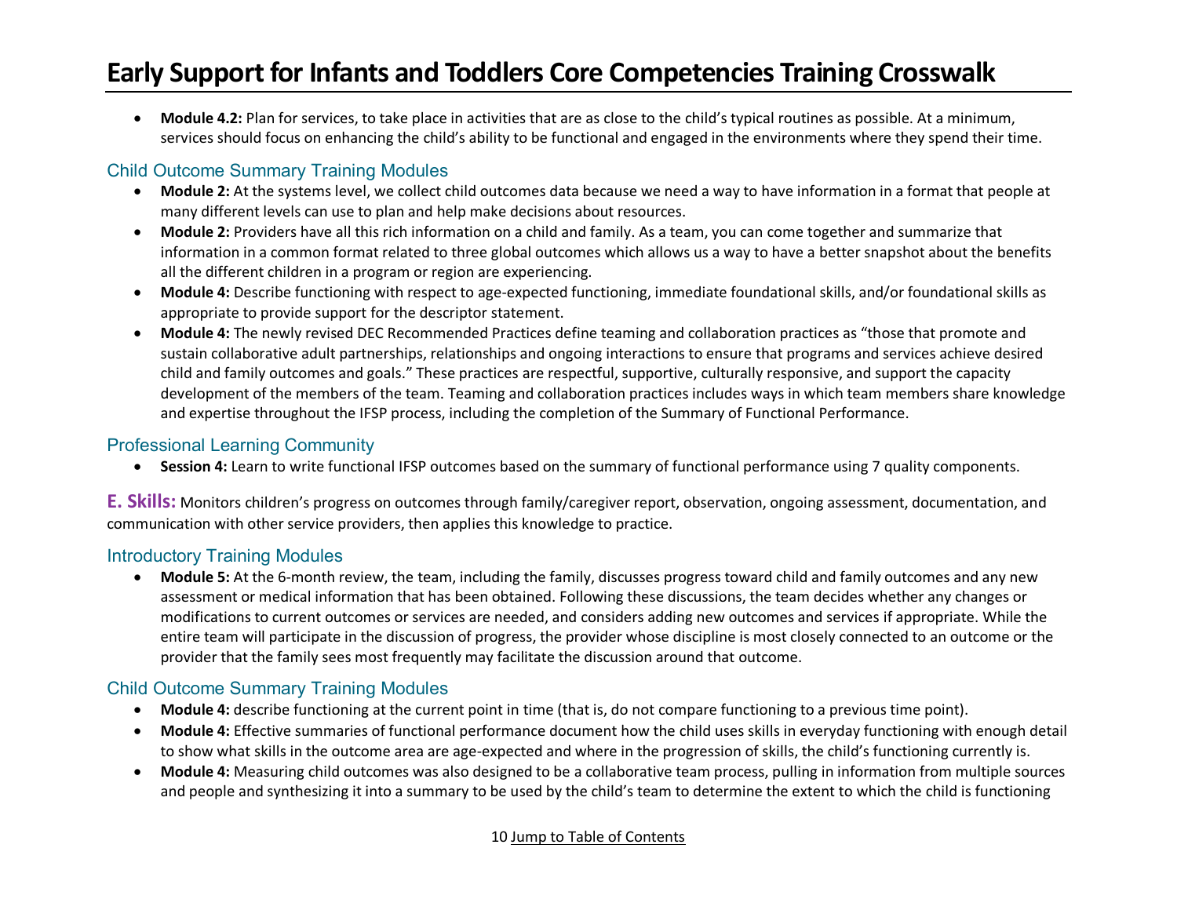- **Module 4.2:** Plan for services, to take place in activities that are as close to the child's typical routines as possible. At a minimum, services should focus on enhancing the child's ability to be functional and engaged in the environments where they spend their time.

### Child Outcome Summary Training Modules

- **Module 2:** At the systems level, we collect child outcomes data because we need a way to have information in a format that people at many different levels can use to plan and help make decisions about resources.
- **Module 2:** Providers have all this rich information on a child and family. As a team, you can come together and summarize that information in a common format related to three global outcomes which allows us a way to have a better snapshot about the benefits all the different children in a program or region are experiencing.
- **Module 4:** Describe functioning with respect to age-expected functioning, immediate foundational skills, and/or foundational skills as appropriate to provide support for the descriptor statement.
- **Module 4:** The newly revised DEC Recommended Practices define teaming and collaboration practices as "those that promote and sustain collaborative adult partnerships, relationships and ongoing interactions to ensure that programs and services achieve desired child and family outcomes and goals." These practices are respectful, supportive, culturally responsive, and support the capacity development of the members of the team. Teaming and collaboration practices includes ways in which team members share knowledge and expertise throughout the IFSP process, including the completion of the Summary of Functional Performance.

### Professional Learning Community

- **Session 4:** Learn to write functional IFSP outcomes based on the summary of functional performance using 7 quality components.

**E. Skills:** Monitors children's progress on outcomes through family/caregiver report, observation, ongoing assessment, documentation, and communication with other service providers, then applies this knowledge to practice.

### Introductory Training Modules

- **Module 5:** At the 6-month review, the team, including the family, discusses progress toward child and family outcomes and any new assessment or medical information that has been obtained. Following these discussions, the team decides whether any changes or modifications to current outcomes or services are needed, and considers adding new outcomes and services if appropriate. While the entire team will participate in the discussion of progress, the provider whose discipline is most closely connected to an outcome or the provider that the family sees most frequently may facilitate the discussion around that outcome.

### Child Outcome Summary Training Modules

- **Module 4:** describe functioning at the current point in time (that is, do not compare functioning to a previous time point).
- **Module 4:** Effective summaries of functional performance document how the child uses skills in everyday functioning with enough detail to show what skills in the outcome area are age-expected and where in the progression of skills, the child's functioning currently is.
- **Module 4:** Measuring child outcomes was also designed to be a collaborative team process, pulling in information from multiple sources and people and synthesizing it into a summary to be used by the child's team to determine the extent to which the child is functioning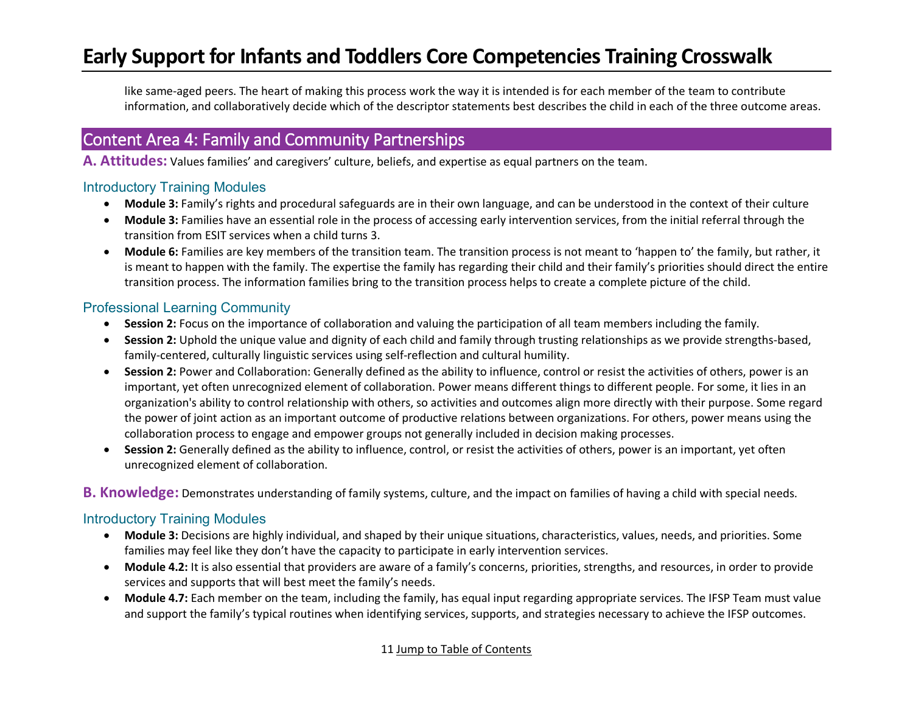like same-aged peers. The heart of making this process work the way it is intended is for each member of the team to contribute information, and collaboratively decide which of the descriptor statements best describes the child in each of the three outcome areas.

## Content Area 4: Family and Community Partnerships

**A. Attitudes:** Values families' and caregivers' culture, beliefs, and expertise as equal partners on the team.

### Introductory Training Modules

- **Module 3:** Family's rights and procedural safeguards are in their own language, and can be understood in the context of their culture
- **Module 3:** Families have an essential role in the process of accessing early intervention services, from the initial referral through the transition from ESIT services when a child turns 3.
- **Module 6:** Families are key members of the transition team. The transition process is not meant to 'happen to' the family, but rather, it is meant to happen with the family. The expertise the family has regarding their child and their family's priorities should direct the entire transition process. The information families bring to the transition process helps to create a complete picture of the child.

### Professional Learning Community

- **Session 2:** Focus on the importance of collaboration and valuing the participation of all team members including the family.
- **Session 2:** Uphold the unique value and dignity of each child and family through trusting relationships as we provide strengths-based, family-centered, culturally linguistic services using self-reflection and cultural humility.
- **Session 2:** Power and Collaboration: Generally defined as the ability to influence, control or resist the activities of others, power is an important, yet often unrecognized element of collaboration. Power means different things to different people. For some, it lies in an organization's ability to control relationship with others, so activities and outcomes align more directly with their purpose. Some regard the power of joint action as an important outcome of productive relations between organizations. For others, power means using the collaboration process to engage and empower groups not generally included in decision making processes.
- **Session 2:** Generally defined as the ability to influence, control, or resist the activities of others, power is an important, yet often unrecognized element of collaboration.

**B. Knowledge:** Demonstrates understanding of family systems, culture, and the impact on families of having a child with special needs.

### Introductory Training Modules

- **Module 3:** Decisions are highly individual, and shaped by their unique situations, characteristics, values, needs, and priorities. Some families may feel like they don't have the capacity to participate in early intervention services.
- **Module 4.2:** It is also essential that providers are aware of a family's concerns, priorities, strengths, and resources, in order to provide services and supports that will best meet the family's needs.
- **Module 4.7:** Each member on the team, including the family, has equal input regarding appropriate services. The IFSP Team must value and support the family's typical routines when identifying services, supports, and strategies necessary to achieve the IFSP outcomes.

[Jump to Table of Contents]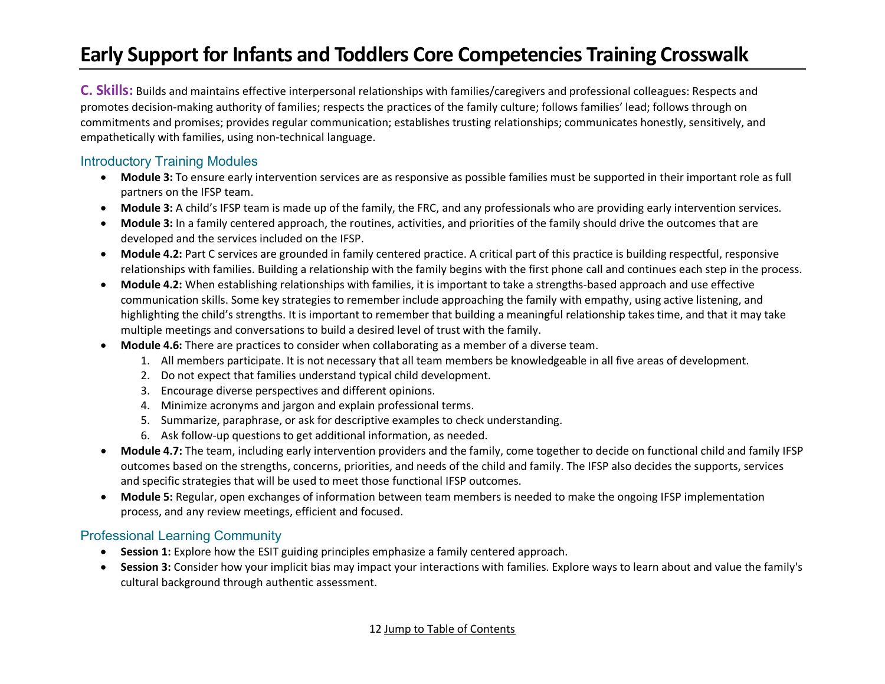# Early Support for Infants and Toddlers Core Competencies Training Crosswalk

**C. Skills:** Builds and maintains effective interpersonal relationships with families/caregivers and professional colleagues: Respects and promotes decision-making authority of families; respects the practices of the family culture; follows families' lead; follows through on commitments and promises; provides regular communication; establishes trusting relationships; communicates honestly, sensitively, and empathetically with families, using non-technical language.

## Introductory Training Modules

- **Module 3:** To ensure early intervention services are as responsive as possible families must be supported in their important role as full partners on the IFSP team.
- **Module 3:** A child's IFSP team is made up of the family, the FRC, and any professionals who are providing early intervention services.
- **Module 3:** In a family centered approach, the routines, activities, and priorities of the family should drive the outcomes that are developed and the services included on the IFSP.
- **Module 4.2:** Part C services are grounded in family centered practice. A critical part of this practice is building respectful, responsive relationships with families. Building a relationship with the family begins with the first phone call and continues each step in the process.
- **Module 4.2:** When establishing relationships with families, it is important to take a strengths-based approach and use effective communication skills. Some key strategies to remember include approaching the family with empathy, using active listening, and highlighting the child's strengths. It is important to remember that building a meaningful relationship takes time, and that it may take multiple meetings and conversations to build a desired level of trust with the family.
- **Module 4.6:** There are practices to consider when collaborating as a member of a diverse team.
    1. All members participate. It is not necessary that all team members be knowledgeable in all five areas of development.
    2. Do not expect that families understand typical child development.
    3. Encourage diverse perspectives and different opinions.
    4. Minimize acronyms and jargon and explain professional terms.
    5. Summarize, paraphrase, or ask for descriptive examples to check understanding.
    6. Ask follow-up questions to get additional information, as needed.
- **Module 4.7:** The team, including early intervention providers and the family, come together to decide on functional child and family IFSP outcomes based on the strengths, concerns, priorities, and needs of the child and family. The IFSP also decides the supports, services and specific strategies that will be used to meet those functional IFSP outcomes.
- **Module 5:** Regular, open exchanges of information between team members is needed to make the ongoing IFSP implementation process, and any review meetings, efficient and focused.

## Professional Learning Community

- **Session 1:** Explore how the ESIT guiding principles emphasize a family centered approach.
- **Session 3:** Consider how your implicit bias may impact your interactions with families. Explore ways to learn about and value the family's cultural background through authentic assessment.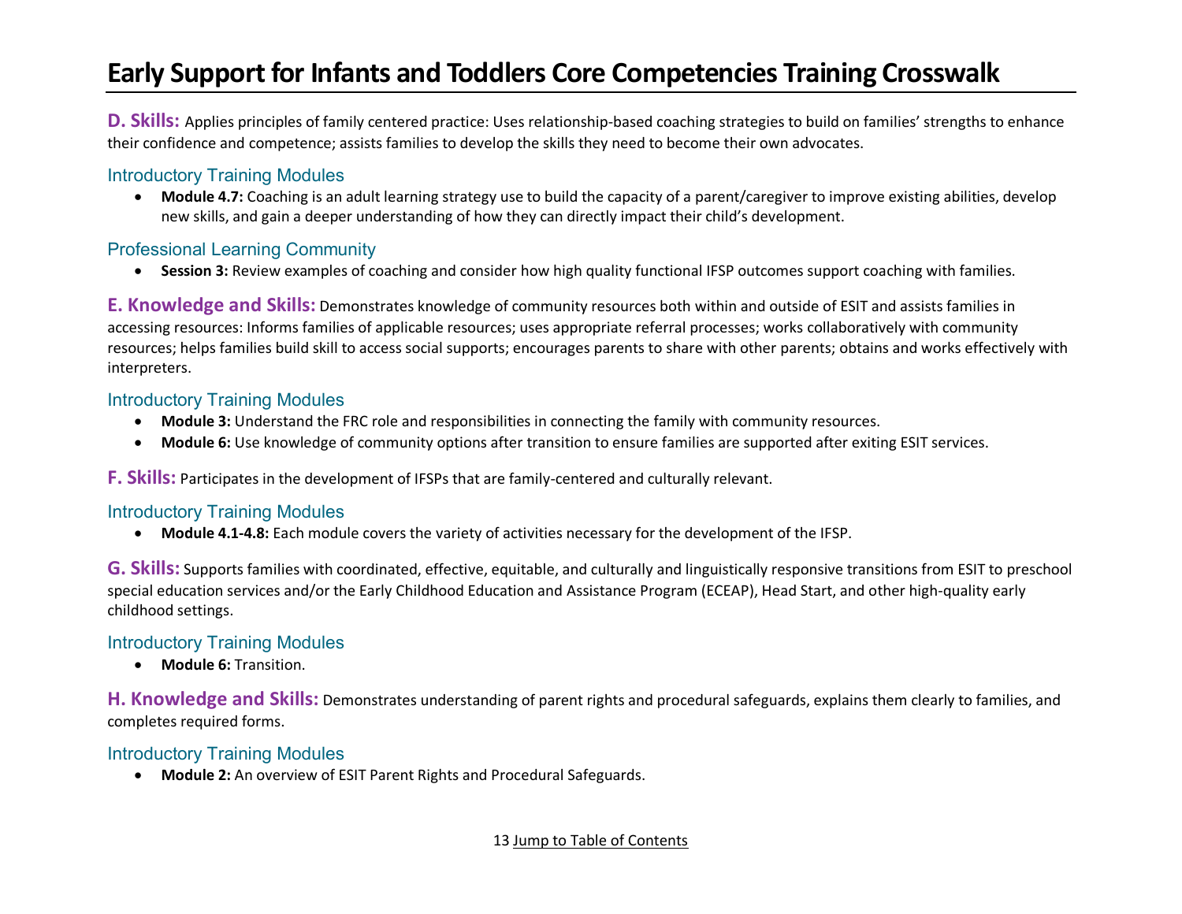# Early Support for Infants and Toddlers Core Competencies Training Crosswalk

**D. Skills:** Applies principles of family centered practice: Uses relationship-based coaching strategies to build on families' strengths to enhance their confidence and competence; assists families to develop the skills they need to become their own advocates.

### Introductory Training Modules

- **Module 4.7:** Coaching is an adult learning strategy use to build the capacity of a parent/caregiver to improve existing abilities, develop new skills, and gain a deeper understanding of how they can directly impact their child's development.

### Professional Learning Community

- **Session 3:** Review examples of coaching and consider how high quality functional IFSP outcomes support coaching with families.

**E. Knowledge and Skills:** Demonstrates knowledge of community resources both within and outside of ESIT and assists families in accessing resources: Informs families of applicable resources; uses appropriate referral processes; works collaboratively with community resources; helps families build skill to access social supports; encourages parents to share with other parents; obtains and works effectively with interpreters.

### Introductory Training Modules

- **Module 3:** Understand the FRC role and responsibilities in connecting the family with community resources.
- **Module 6:** Use knowledge of community options after transition to ensure families are supported after exiting ESIT services.

**F. Skills:** Participates in the development of IFSPs that are family-centered and culturally relevant.

### Introductory Training Modules

- **Module 4.1-4.8:** Each module covers the variety of activities necessary for the development of the IFSP.

**G. Skills:** Supports families with coordinated, effective, equitable, and culturally and linguistically responsive transitions from ESIT to preschool special education services and/or the Early Childhood Education and Assistance Program (ECEAP), Head Start, and other high-quality early childhood settings.

### Introductory Training Modules

- **Module 6:** Transition.

**H. Knowledge and Skills:** Demonstrates understanding of parent rights and procedural safeguards, explains them clearly to families, and completes required forms.

### Introductory Training Modules

- **Module 2:** An overview of ESIT Parent Rights and Procedural Safeguards.

Jump to Table of Contents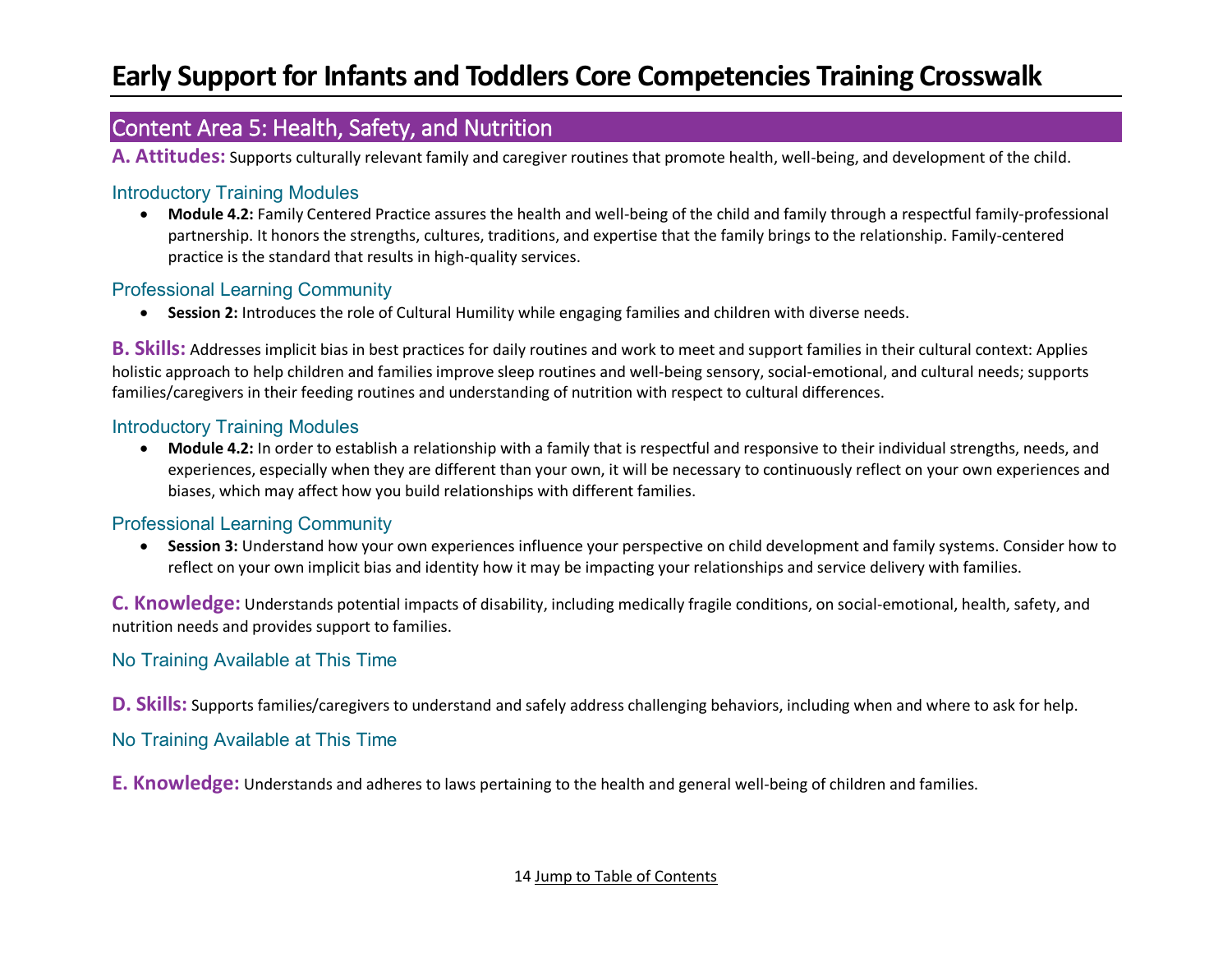# Early Support for Infants and Toddlers Core Competencies Training Crosswalk

## Content Area 5: Health, Safety, and Nutrition

**A. Attitudes:** Supports culturally relevant family and caregiver routines that promote health, well-being, and development of the child.

### Introductory Training Modules

- **Module 4.2:** Family Centered Practice assures the health and well-being of the child and family through a respectful family-professional partnership. It honors the strengths, cultures, traditions, and expertise that the family brings to the relationship. Family-centered practice is the standard that results in high-quality services.

### Professional Learning Community

- **Session 2:** Introduces the role of Cultural Humility while engaging families and children with diverse needs.

**B. Skills:** Addresses implicit bias in best practices for daily routines and work to meet and support families in their cultural context: Applies holistic approach to help children and families improve sleep routines and well-being sensory, social-emotional, and cultural needs; supports families/caregivers in their feeding routines and understanding of nutrition with respect to cultural differences.

### Introductory Training Modules

- **Module 4.2:** In order to establish a relationship with a family that is respectful and responsive to their individual strengths, needs, and experiences, especially when they are different than your own, it will be necessary to continuously reflect on your own experiences and biases, which may affect how you build relationships with different families.

### Professional Learning Community

- **Session 3:** Understand how your own experiences influence your perspective on child development and family systems. Consider how to reflect on your own implicit bias and identity how it may be impacting your relationships and service delivery with families.

**C. Knowledge:** Understands potential impacts of disability, including medically fragile conditions, on social-emotional, health, safety, and nutrition needs and provides support to families.

### No Training Available at This Time

**D. Skills:** Supports families/caregivers to understand and safely address challenging behaviors, including when and where to ask for help.

### No Training Available at This Time

**E. Knowledge:** Understands and adheres to laws pertaining to the health and general well-being of children and families.

Jump to Table of Contents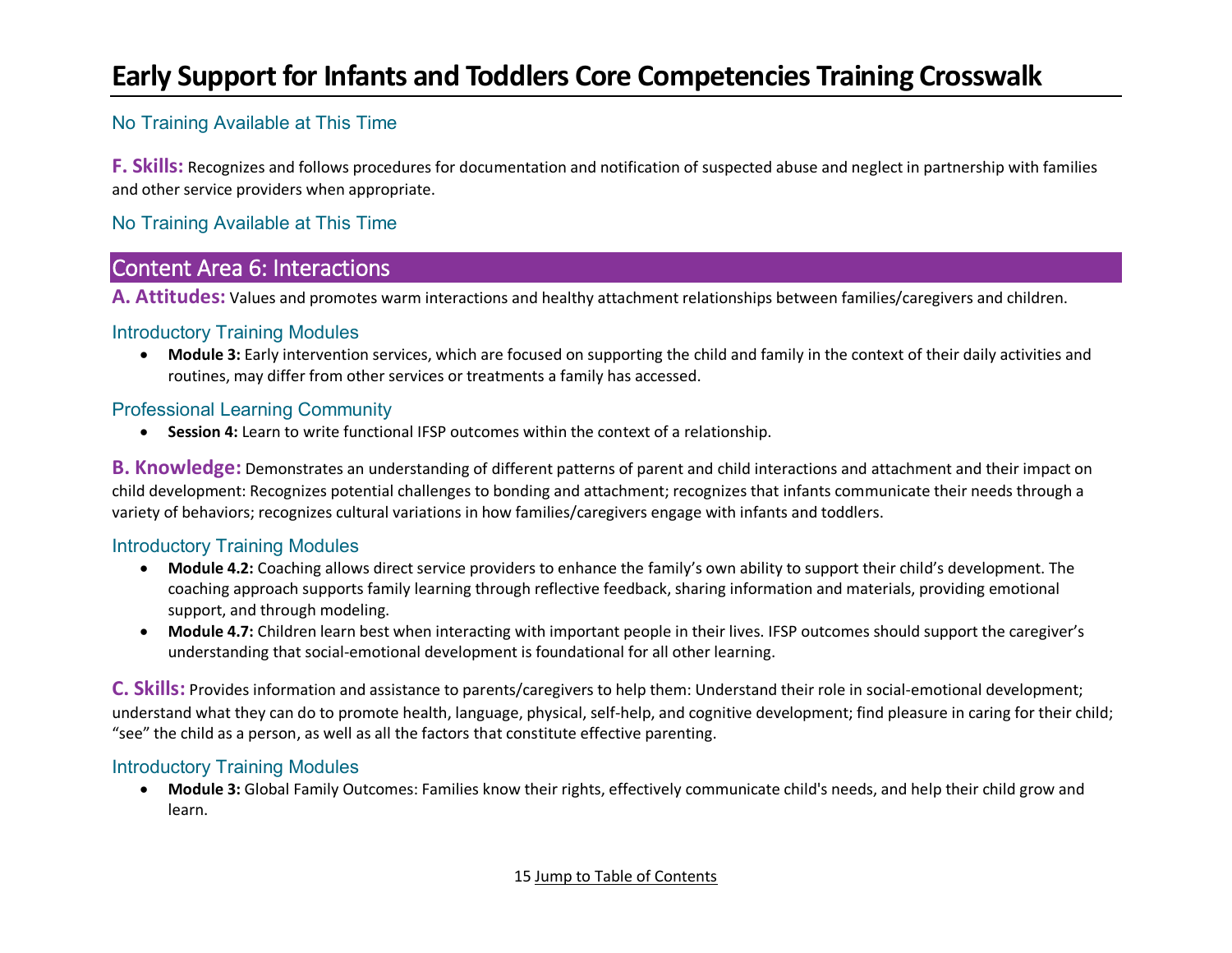No Training Available at This Time

**F. Skills:** Recognizes and follows procedures for documentation and notification of suspected abuse and neglect in partnership with families and other service providers when appropriate.

No Training Available at This Time

## Content Area 6: Interactions

**A. Attitudes:** Values and promotes warm interactions and healthy attachment relationships between families/caregivers and children.

### Introductory Training Modules

- **Module 3:** Early intervention services, which are focused on supporting the child and family in the context of their daily activities and routines, may differ from other services or treatments a family has accessed.

### Professional Learning Community

- **Session 4:** Learn to write functional IFSP outcomes within the context of a relationship.

**B. Knowledge:** Demonstrates an understanding of different patterns of parent and child interactions and attachment and their impact on child development: Recognizes potential challenges to bonding and attachment; recognizes that infants communicate their needs through a variety of behaviors; recognizes cultural variations in how families/caregivers engage with infants and toddlers.

### Introductory Training Modules

- **Module 4.2:** Coaching allows direct service providers to enhance the family's own ability to support their child's development. The coaching approach supports family learning through reflective feedback, sharing information and materials, providing emotional support, and through modeling.
- **Module 4.7:** Children learn best when interacting with important people in their lives. IFSP outcomes should support the caregiver's understanding that social-emotional development is foundational for all other learning.

**C. Skills:** Provides information and assistance to parents/caregivers to help them: Understand their role in social-emotional development; understand what they can do to promote health, language, physical, self-help, and cognitive development; find pleasure in caring for their child; "see" the child as a person, as well as all the factors that constitute effective parenting.

### Introductory Training Modules

- **Module 3:** Global Family Outcomes: Families know their rights, effectively communicate child's needs, and help their child grow and learn.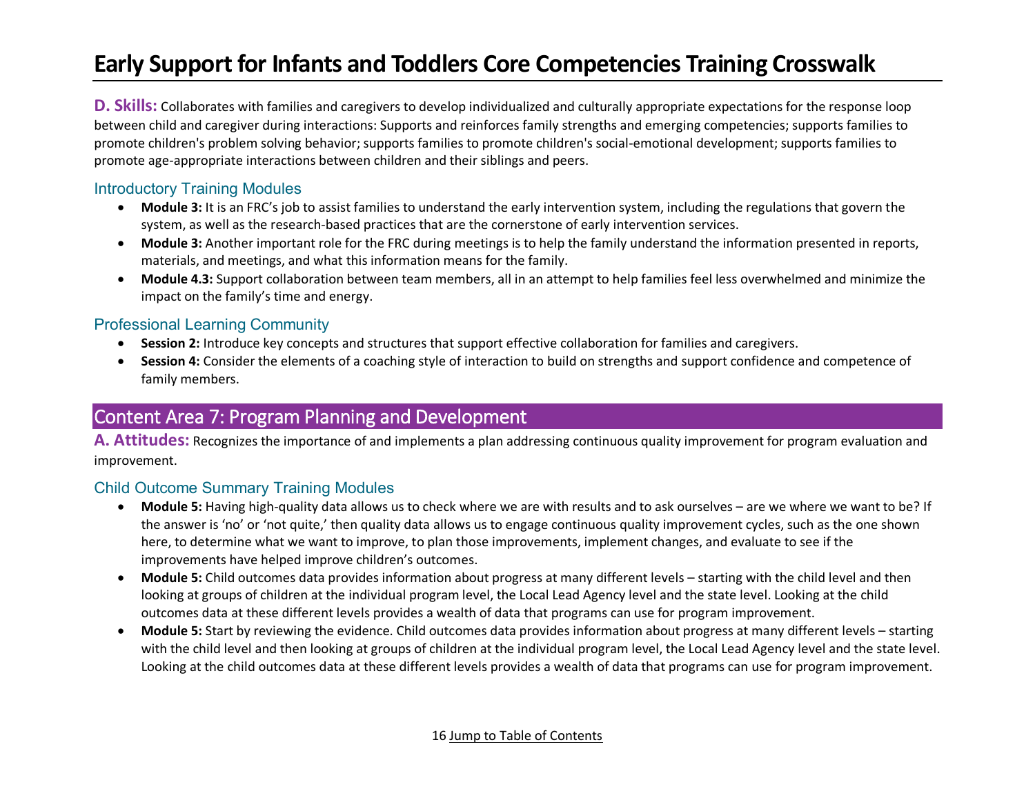# Early Support for Infants and Toddlers Core Competencies Training Crosswalk

**D. Skills:** Collaborates with families and caregivers to develop individualized and culturally appropriate expectations for the response loop between child and caregiver during interactions: Supports and reinforces family strengths and emerging competencies; supports families to promote children's problem solving behavior; supports families to promote children's social-emotional development; supports families to promote age-appropriate interactions between children and their siblings and peers.

### Introductory Training Modules

- **Module 3:** It is an FRC's job to assist families to understand the early intervention system, including the regulations that govern the system, as well as the research-based practices that are the cornerstone of early intervention services.
- **Module 3:** Another important role for the FRC during meetings is to help the family understand the information presented in reports, materials, and meetings, and what this information means for the family.
- **Module 4.3:** Support collaboration between team members, all in an attempt to help families feel less overwhelmed and minimize the impact on the family's time and energy.

### Professional Learning Community

- **Session 2:** Introduce key concepts and structures that support effective collaboration for families and caregivers.
- **Session 4:** Consider the elements of a coaching style of interaction to build on strengths and support confidence and competence of family members.

## Content Area 7: Program Planning and Development

**A. Attitudes:** Recognizes the importance of and implements a plan addressing continuous quality improvement for program evaluation and improvement.

### Child Outcome Summary Training Modules

- **Module 5:** Having high-quality data allows us to check where we are with results and to ask ourselves – are we where we want to be? If the answer is 'no' or 'not quite,' then quality data allows us to engage continuous quality improvement cycles, such as the one shown here, to determine what we want to improve, to plan those improvements, implement changes, and evaluate to see if the improvements have helped improve children's outcomes.
- **Module 5:** Child outcomes data provides information about progress at many different levels – starting with the child level and then looking at groups of children at the individual program level, the Local Lead Agency level and the state level. Looking at the child outcomes data at these different levels provides a wealth of data that programs can use for program improvement.
- **Module 5:** Start by reviewing the evidence. Child outcomes data provides information about progress at many different levels – starting with the child level and then looking at groups of children at the individual program level, the Local Lead Agency level and the state level. Looking at the child outcomes data at these different levels provides a wealth of data that programs can use for program improvement.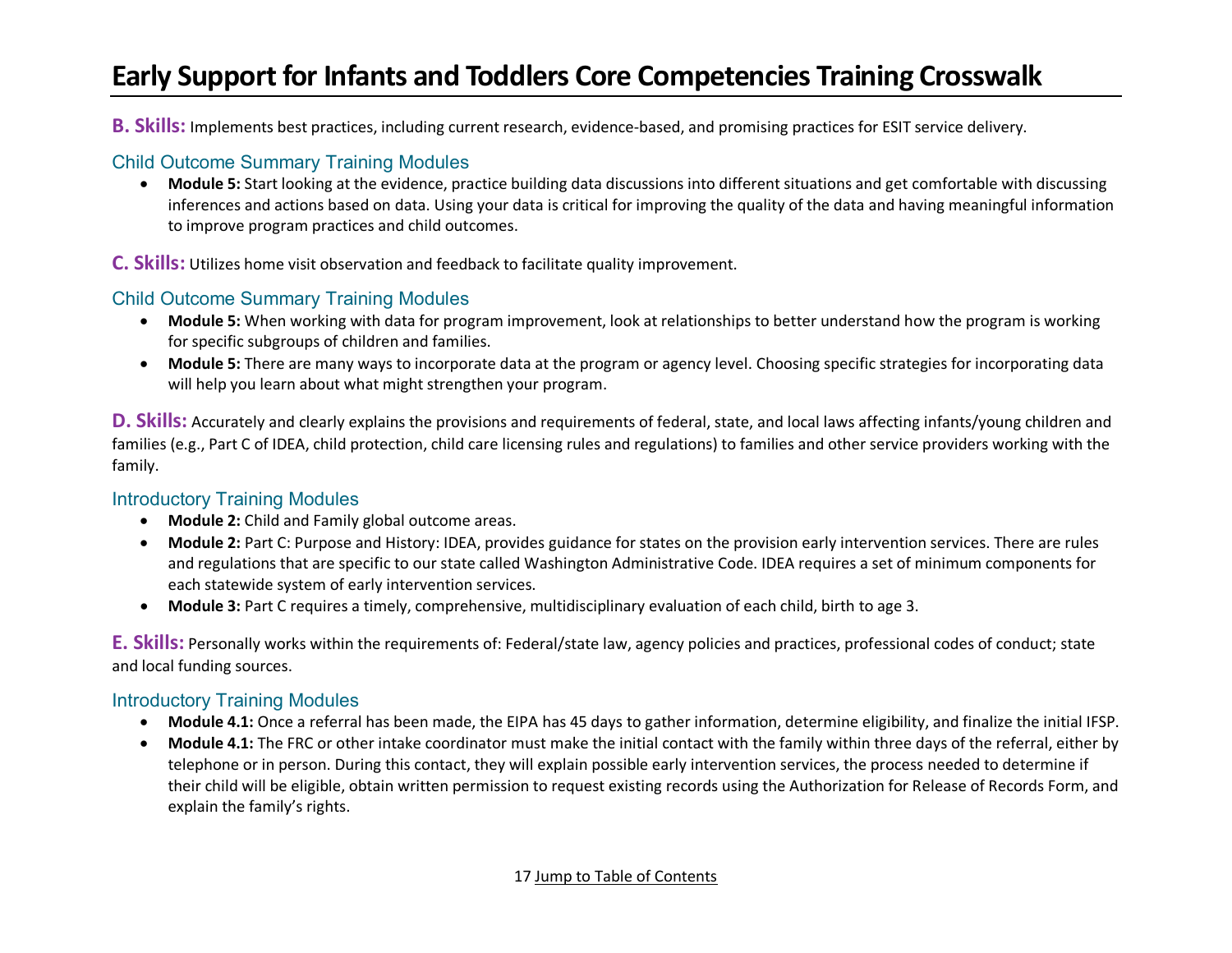# Early Support for Infants and Toddlers Core Competencies Training Crosswalk

**B. Skills:** Implements best practices, including current research, evidence-based, and promising practices for ESIT service delivery.

### Child Outcome Summary Training Modules

- **Module 5:** Start looking at the evidence, practice building data discussions into different situations and get comfortable with discussing inferences and actions based on data. Using your data is critical for improving the quality of the data and having meaningful information to improve program practices and child outcomes.

**C. Skills:** Utilizes home visit observation and feedback to facilitate quality improvement.

### Child Outcome Summary Training Modules

- **Module 5:** When working with data for program improvement, look at relationships to better understand how the program is working for specific subgroups of children and families.
- **Module 5:** There are many ways to incorporate data at the program or agency level. Choosing specific strategies for incorporating data will help you learn about what might strengthen your program.

**D. Skills:** Accurately and clearly explains the provisions and requirements of federal, state, and local laws affecting infants/young children and families (e.g., Part C of IDEA, child protection, child care licensing rules and regulations) to families and other service providers working with the family.

### Introductory Training Modules

- **Module 2:** Child and Family global outcome areas.
- **Module 2:** Part C: Purpose and History: IDEA, provides guidance for states on the provision early intervention services. There are rules and regulations that are specific to our state called Washington Administrative Code. IDEA requires a set of minimum components for each statewide system of early intervention services.
- **Module 3:** Part C requires a timely, comprehensive, multidisciplinary evaluation of each child, birth to age 3.

**E. Skills:** Personally works within the requirements of: Federal/state law, agency policies and practices, professional codes of conduct; state and local funding sources.

### Introductory Training Modules

- **Module 4.1:** Once a referral has been made, the EIPA has 45 days to gather information, determine eligibility, and finalize the initial IFSP.
- **Module 4.1:** The FRC or other intake coordinator must make the initial contact with the family within three days of the referral, either by telephone or in person. During this contact, they will explain possible early intervention services, the process needed to determine if their child will be eligible, obtain written permission to request existing records using the Authorization for Release of Records Form, and explain the family's rights.

Jump to Table of Contents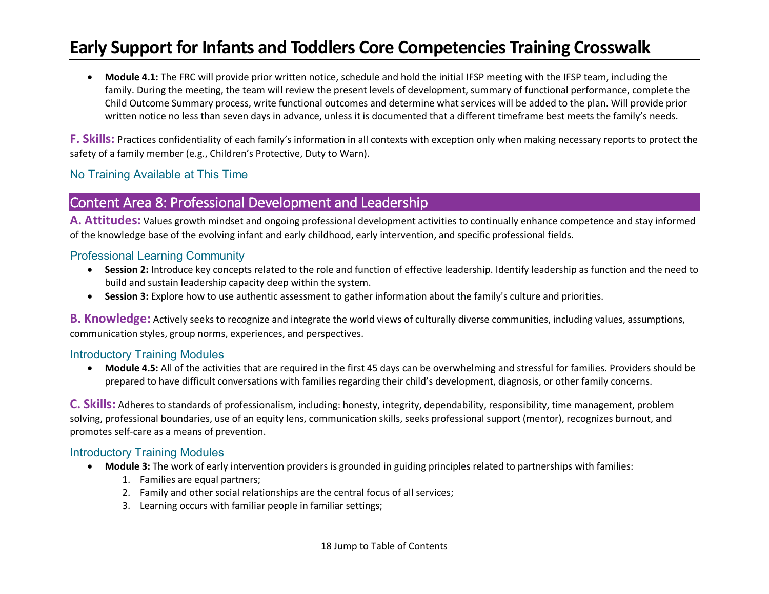- **Module 4.1:** The FRC will provide prior written notice, schedule and hold the initial IFSP meeting with the IFSP team, including the family. During the meeting, the team will review the present levels of development, summary of functional performance, complete the Child Outcome Summary process, write functional outcomes and determine what services will be added to the plan. Will provide prior written notice no less than seven days in advance, unless it is documented that a different timeframe best meets the family's needs.

**F. Skills:** Practices confidentiality of each family's information in all contexts with exception only when making necessary reports to protect the safety of a family member (e.g., Children's Protective, Duty to Warn).

### No Training Available at This Time

## Content Area 8: Professional Development and Leadership

**A. Attitudes:** Values growth mindset and ongoing professional development activities to continually enhance competence and stay informed of the knowledge base of the evolving infant and early childhood, early intervention, and specific professional fields.

### Professional Learning Community

- **Session 2:** Introduce key concepts related to the role and function of effective leadership. Identify leadership as function and the need to build and sustain leadership capacity deep within the system.
- **Session 3:** Explore how to use authentic assessment to gather information about the family's culture and priorities.

**B. Knowledge:** Actively seeks to recognize and integrate the world views of culturally diverse communities, including values, assumptions, communication styles, group norms, experiences, and perspectives.

### Introductory Training Modules

- **Module 4.5:** All of the activities that are required in the first 45 days can be overwhelming and stressful for families. Providers should be prepared to have difficult conversations with families regarding their child's development, diagnosis, or other family concerns.

**C. Skills:** Adheres to standards of professionalism, including: honesty, integrity, dependability, responsibility, time management, problem solving, professional boundaries, use of an equity lens, communication skills, seeks professional support (mentor), recognizes burnout, and promotes self-care as a means of prevention.

### Introductory Training Modules

- **Module 3:** The work of early intervention providers is grounded in guiding principles related to partnerships with families:
    1. Families are equal partners;
    2. Family and other social relationships are the central focus of all services;
    3. Learning occurs with familiar people in familiar settings;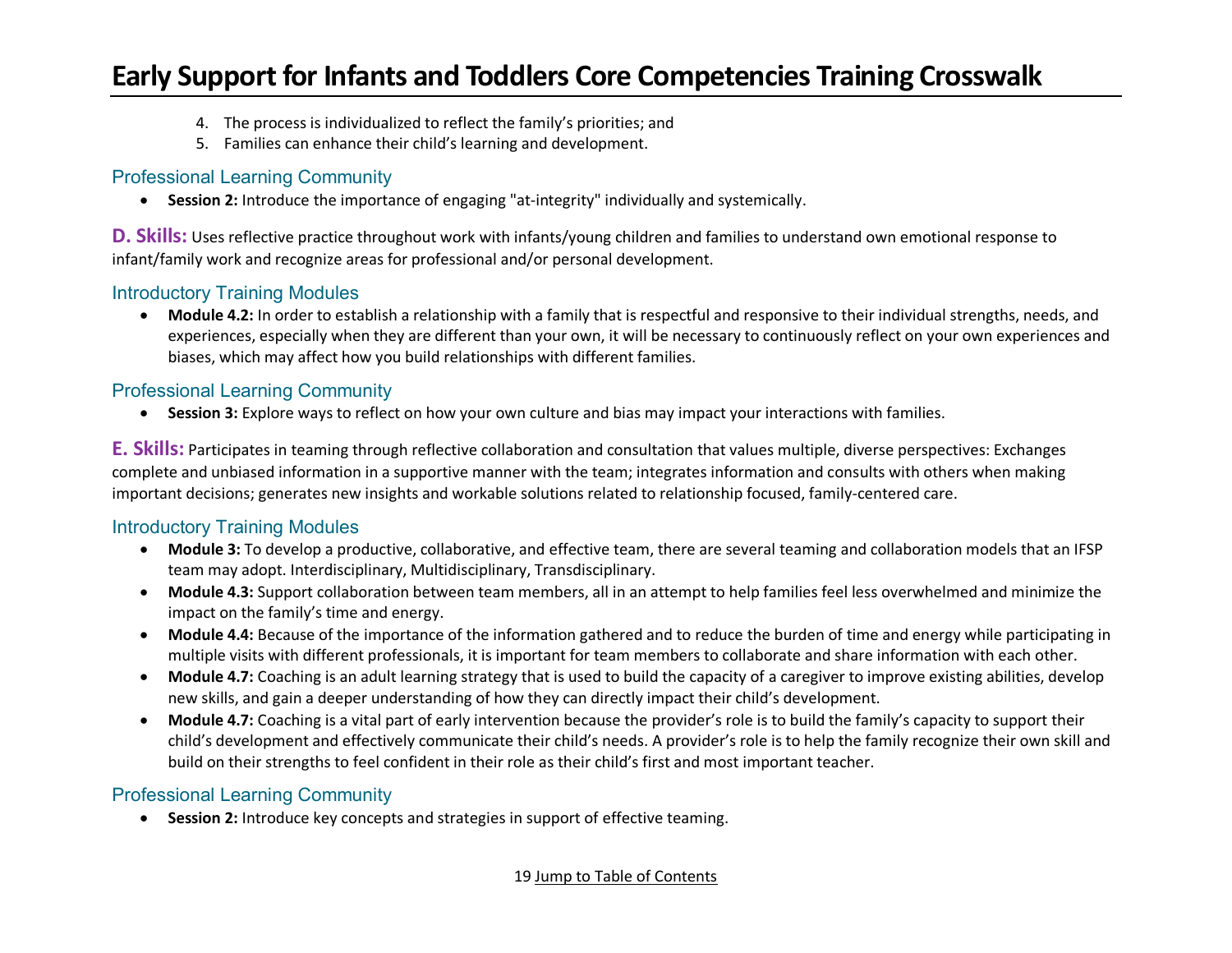4. The process is individualized to reflect the family's priorities; and
5. Families can enhance their child's learning and development.

### Professional Learning Community

- **Session 2:** Introduce the importance of engaging "at-integrity" individually and systemically.

**D. Skills:** Uses reflective practice throughout work with infants/young children and families to understand own emotional response to infant/family work and recognize areas for professional and/or personal development.

### Introductory Training Modules

- **Module 4.2:** In order to establish a relationship with a family that is respectful and responsive to their individual strengths, needs, and experiences, especially when they are different than your own, it will be necessary to continuously reflect on your own experiences and biases, which may affect how you build relationships with different families.

### Professional Learning Community

- **Session 3:** Explore ways to reflect on how your own culture and bias may impact your interactions with families.

**E. Skills:** Participates in teaming through reflective collaboration and consultation that values multiple, diverse perspectives: Exchanges complete and unbiased information in a supportive manner with the team; integrates information and consults with others when making important decisions; generates new insights and workable solutions related to relationship focused, family-centered care.

### Introductory Training Modules

- **Module 3:** To develop a productive, collaborative, and effective team, there are several teaming and collaboration models that an IFSP team may adopt. Interdisciplinary, Multidisciplinary, Transdisciplinary.
- **Module 4.3:** Support collaboration between team members, all in an attempt to help families feel less overwhelmed and minimize the impact on the family's time and energy.
- **Module 4.4:** Because of the importance of the information gathered and to reduce the burden of time and energy while participating in multiple visits with different professionals, it is important for team members to collaborate and share information with each other.
- **Module 4.7:** Coaching is an adult learning strategy that is used to build the capacity of a caregiver to improve existing abilities, develop new skills, and gain a deeper understanding of how they can directly impact their child's development.
- **Module 4.7:** Coaching is a vital part of early intervention because the provider's role is to build the family's capacity to support their child's development and effectively communicate their child's needs. A provider's role is to help the family recognize their own skill and build on their strengths to feel confident in their role as their child's first and most important teacher.

### Professional Learning Community

- **Session 2:** Introduce key concepts and strategies in support of effective teaming.